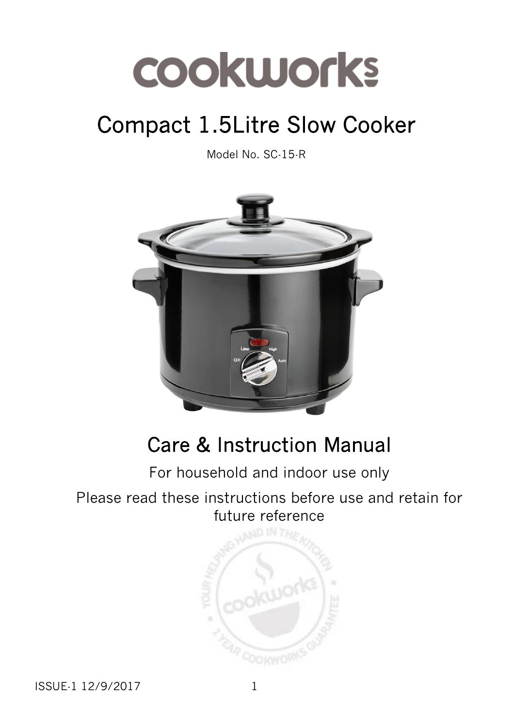# cookworks

# Compact 1.5Litre Slow Cooker

Model No. SC-15-R

## Care & Instruction Manual

For household and indoor use only

Please read these instructions before use and retain for future reference

ISSUE-1 12/9/2017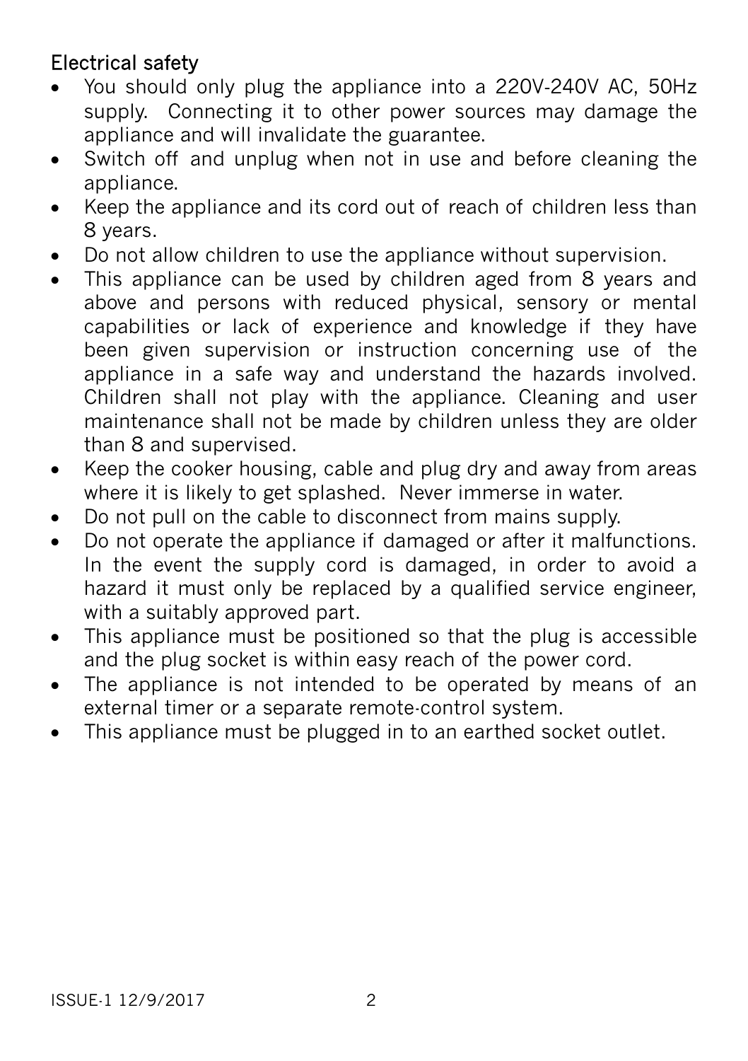## Electrical safety

- You should only plug the appliance into a 220V-240V AC, 50Hz supply. Connecting it to other power sources may damage the appliance and will invalidate the guarantee.
- Switch off and unplug when not in use and before cleaning the appliance.
- Keep the appliance and its cord out of reach of children less than 8 years.
- Do not allow children to use the appliance without supervision.
- This appliance can be used by children aged from 8 years and above and persons with reduced physical, sensory or mental capabilities or lack of experience and knowledge if they have been given supervision or instruction concerning use of the appliance in a safe way and understand the hazards involved. Children shall not play with the appliance. Cleaning and user maintenance shall not be made by children unless they are older than 8 and supervised.
- Keep the cooker housing, cable and plug dry and away from areas where it is likely to get splashed. Never immerse in water.
- Do not pull on the cable to disconnect from mains supply.
- Do not operate the appliance if damaged or after it malfunctions. In the event the supply cord is damaged, in order to avoid a hazard it must only be replaced by a qualified service engineer, with a suitably approved part.
- This appliance must be positioned so that the plug is accessible and the plug socket is within easy reach of the power cord.
- The appliance is not intended to be operated by means of an external timer or a separate remote-control system.
- This appliance must be plugged in to an earthed socket outlet.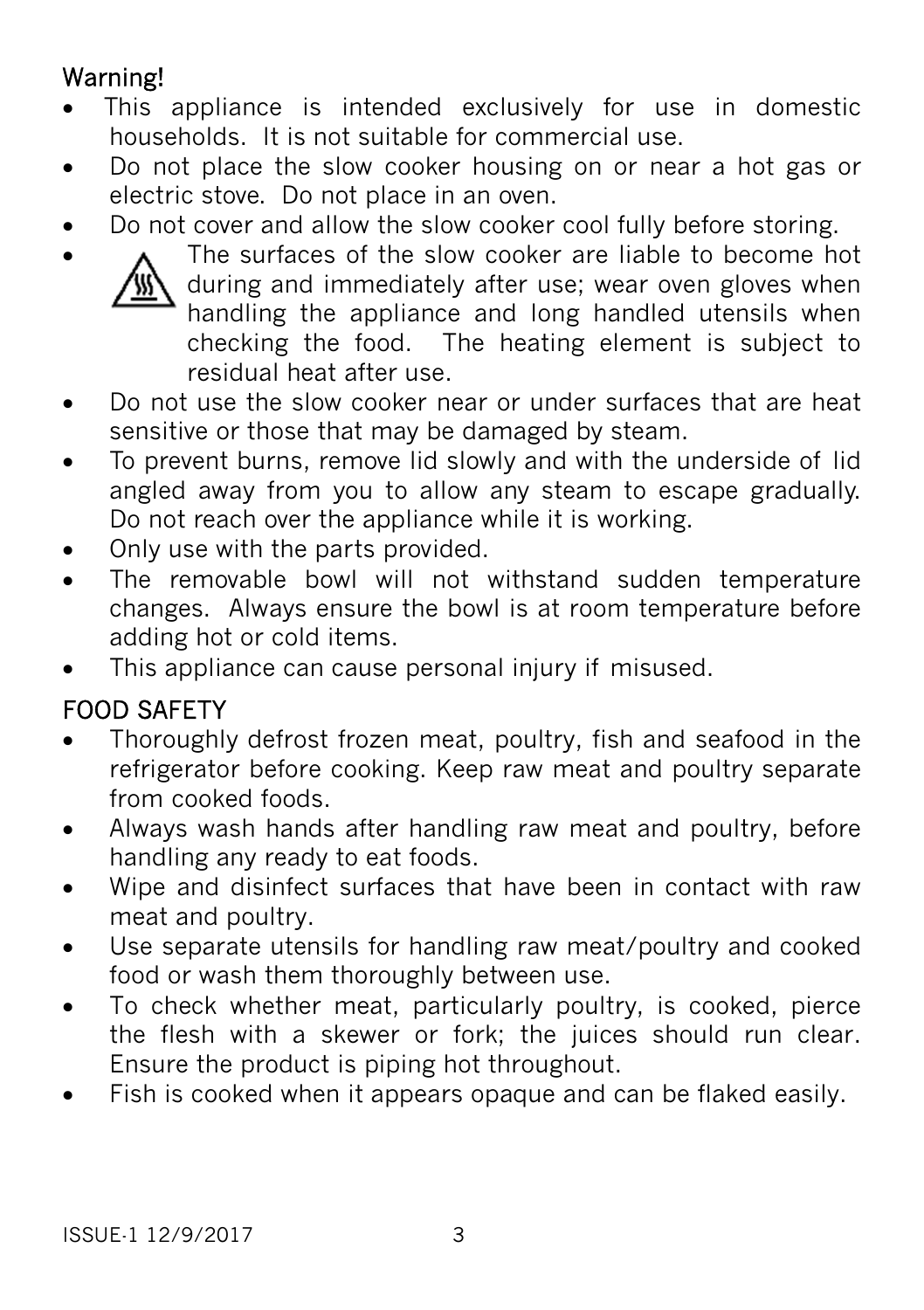## Warning!

- This appliance is intended exclusively for use in domestic households. It is not suitable for commercial use.
- Do not place the slow cooker housing on or near a hot gas or electric stove. Do not place in an oven.
- Do not cover and allow the slow cooker cool fully before storing.
- The surfaces of the slow cooker are liable to become hot during and immediately after use; wear oven gloves when handling the appliance and long handled utensils when checking the food. The heating element is subject to residual heat after use.
- Do not use the slow cooker near or under surfaces that are heat sensitive or those that may be damaged by steam.
- To prevent burns, remove lid slowly and with the underside of lid angled away from you to allow any steam to escape gradually. Do not reach over the appliance while it is working.
- Only use with the parts provided.
- The removable bowl will not withstand sudden temperature changes. Always ensure the bowl is at room temperature before adding hot or cold items.
- This appliance can cause personal injury if misused.

## FOOD SAFETY

- Thoroughly defrost frozen meat, poultry, fish and seafood in the refrigerator before cooking. Keep raw meat and poultry separate from cooked foods.
- Always wash hands after handling raw meat and poultry, before handling any ready to eat foods.
- Wipe and disinfect surfaces that have been in contact with raw meat and poultry.
- Use separate utensils for handling raw meat/poultry and cooked food or wash them thoroughly between use.
- To check whether meat, particularly poultry, is cooked, pierce the flesh with a skewer or fork; the juices should run clear. Ensure the product is piping hot throughout.
- Fish is cooked when it appears opaque and can be flaked easily.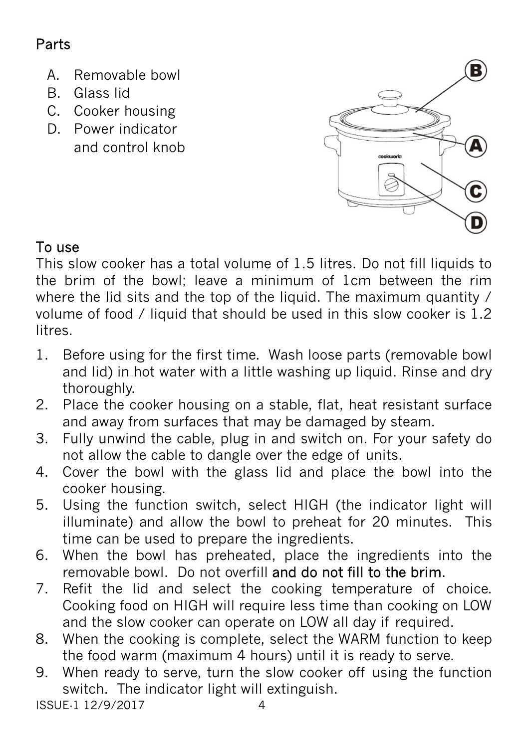## Parts

A. Removable bowl
B. Glass lid
C. Cooker housing
D. Power indicator and control knob

## To use

This slow cooker has a total volume of 1.5 litres. Do not fill liquids to the brim of the bowl; leave a minimum of 1cm between the rim where the lid sits and the top of the liquid. The maximum quantity / volume of food / liquid that should be used in this slow cooker is 1.2 litres.

1. Before using for the first time. Wash loose parts (removable bowl and lid) in hot water with a little washing up liquid. Rinse and dry thoroughly.
2. Place the cooker housing on a stable, flat, heat resistant surface and away from surfaces that may be damaged by steam.
3. Fully unwind the cable, plug in and switch on. For your safety do not allow the cable to dangle over the edge of units.
4. Cover the bowl with the glass lid and place the bowl into the cooker housing.
5. Using the function switch, select HIGH (the indicator light will illuminate) and allow the bowl to preheat for 20 minutes. This time can be used to prepare the ingredients.
6. When the bowl has preheated, place the ingredients into the removable bowl. Do not overfill and do not fill to the brim.
7. Refit the lid and select the cooking temperature of choice. Cooking food on HIGH will require less time than cooking on LOW and the slow cooker can operate on LOW all day if required.
8. When the cooking is complete, select the WARM function to keep the food warm (maximum 4 hours) until it is ready to serve.
9. When ready to serve, turn the slow cooker off using the function switch. The indicator light will extinguish.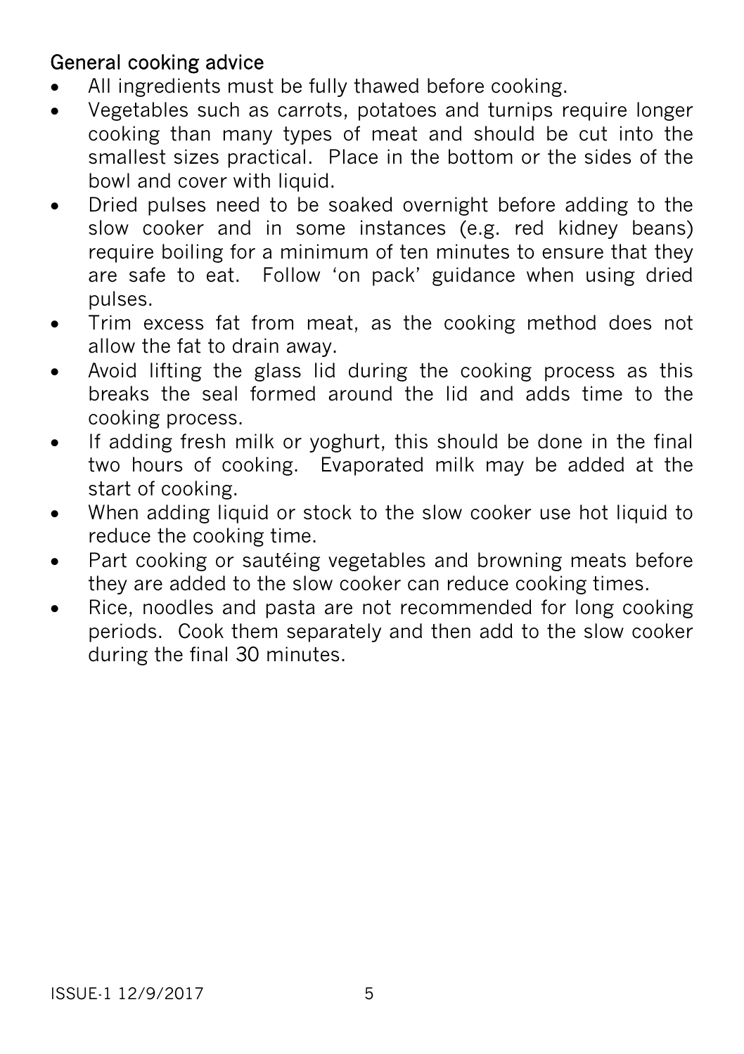## General cooking advice

- All ingredients must be fully thawed before cooking.
- Vegetables such as carrots, potatoes and turnips require longer cooking than many types of meat and should be cut into the smallest sizes practical. Place in the bottom or the sides of the bowl and cover with liquid.
- Dried pulses need to be soaked overnight before adding to the slow cooker and in some instances (e.g. red kidney beans) require boiling for a minimum of ten minutes to ensure that they are safe to eat. Follow 'on pack' guidance when using dried pulses.
- Trim excess fat from meat, as the cooking method does not allow the fat to drain away.
- Avoid lifting the glass lid during the cooking process as this breaks the seal formed around the lid and adds time to the cooking process.
- If adding fresh milk or yoghurt, this should be done in the final two hours of cooking. Evaporated milk may be added at the start of cooking.
- When adding liquid or stock to the slow cooker use hot liquid to reduce the cooking time.
- Part cooking or sautéing vegetables and browning meats before they are added to the slow cooker can reduce cooking times.
- Rice, noodles and pasta are not recommended for long cooking periods. Cook them separately and then add to the slow cooker during the final 30 minutes.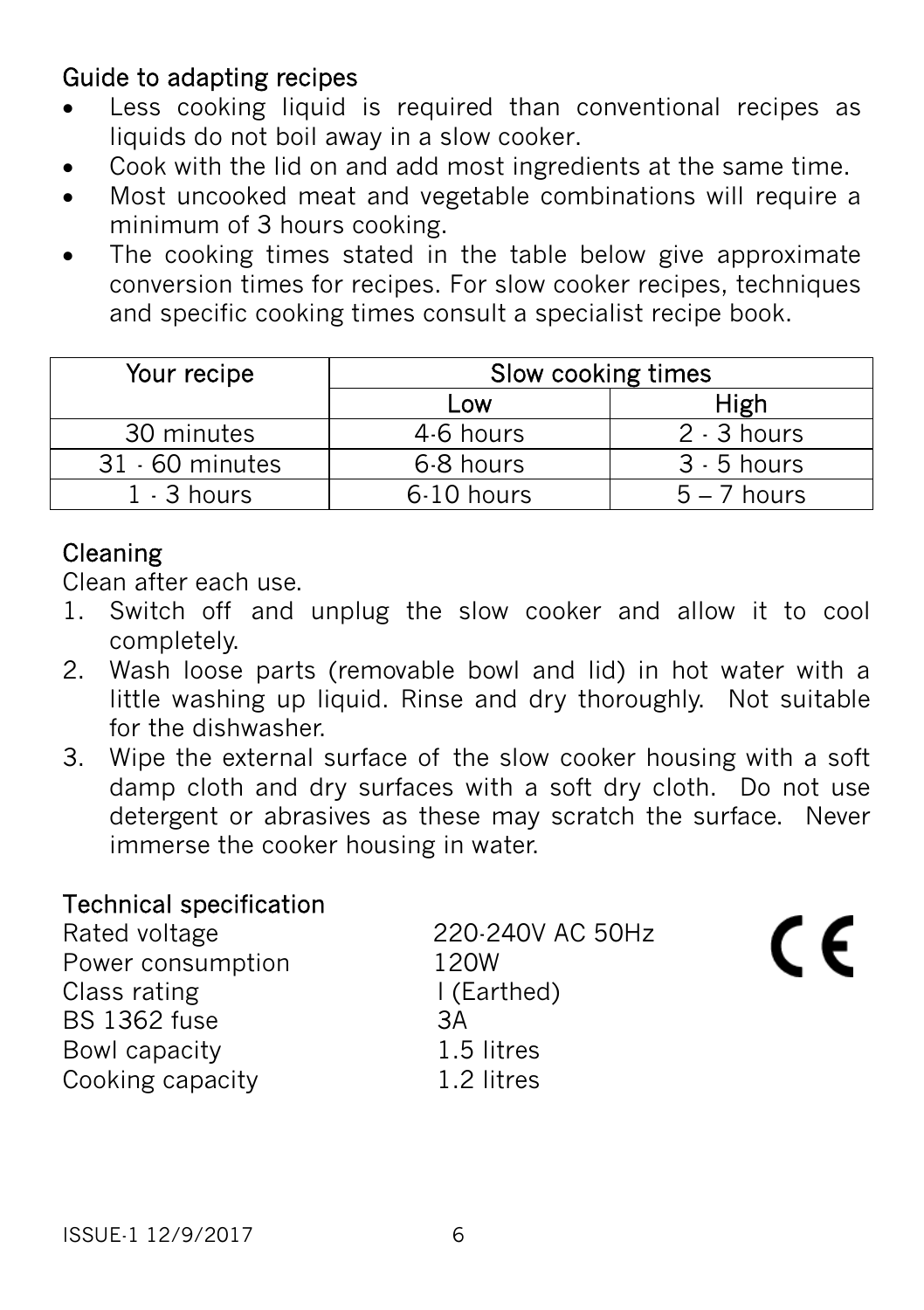## Guide to adapting recipes

- Less cooking liquid is required than conventional recipes as liquids do not boil away in a slow cooker.
- Cook with the lid on and add most ingredients at the same time.
- Most uncooked meat and vegetable combinations will require a minimum of 3 hours cooking.
- The cooking times stated in the table below give approximate conversion times for recipes. For slow cooker recipes, techniques and specific cooking times consult a specialist recipe book.

| Your recipe | Slow cooking times | |
|---|---|---|
| | Low | High |
| 30 minutes | 4-6 hours | 2 - 3 hours |
| 31 - 60 minutes | 6-8 hours | 3 - 5 hours |
| 1 - 3 hours | 6-10 hours | 5 – 7 hours |

## Cleaning

Clean after each use.

1. Switch off and unplug the slow cooker and allow it to cool completely.
2. Wash loose parts (removable bowl and lid) in hot water with a little washing up liquid. Rinse and dry thoroughly. Not suitable for the dishwasher.
3. Wipe the external surface of the slow cooker housing with a soft damp cloth and dry surfaces with a soft dry cloth. Do not use detergent or abrasives as these may scratch the surface. Never immerse the cooker housing in water.

## Technical specification

| | |
|---|---|
| Rated voltage | 220-240V AC 50Hz |
| Power consumption | 120W |
| Class rating | I (Earthed) |
| BS 1362 fuse | 3A |
| Bowl capacity | 1.5 litres |
| Cooking capacity | 1.2 litres |

CE

ISSUE-1 12/9/2017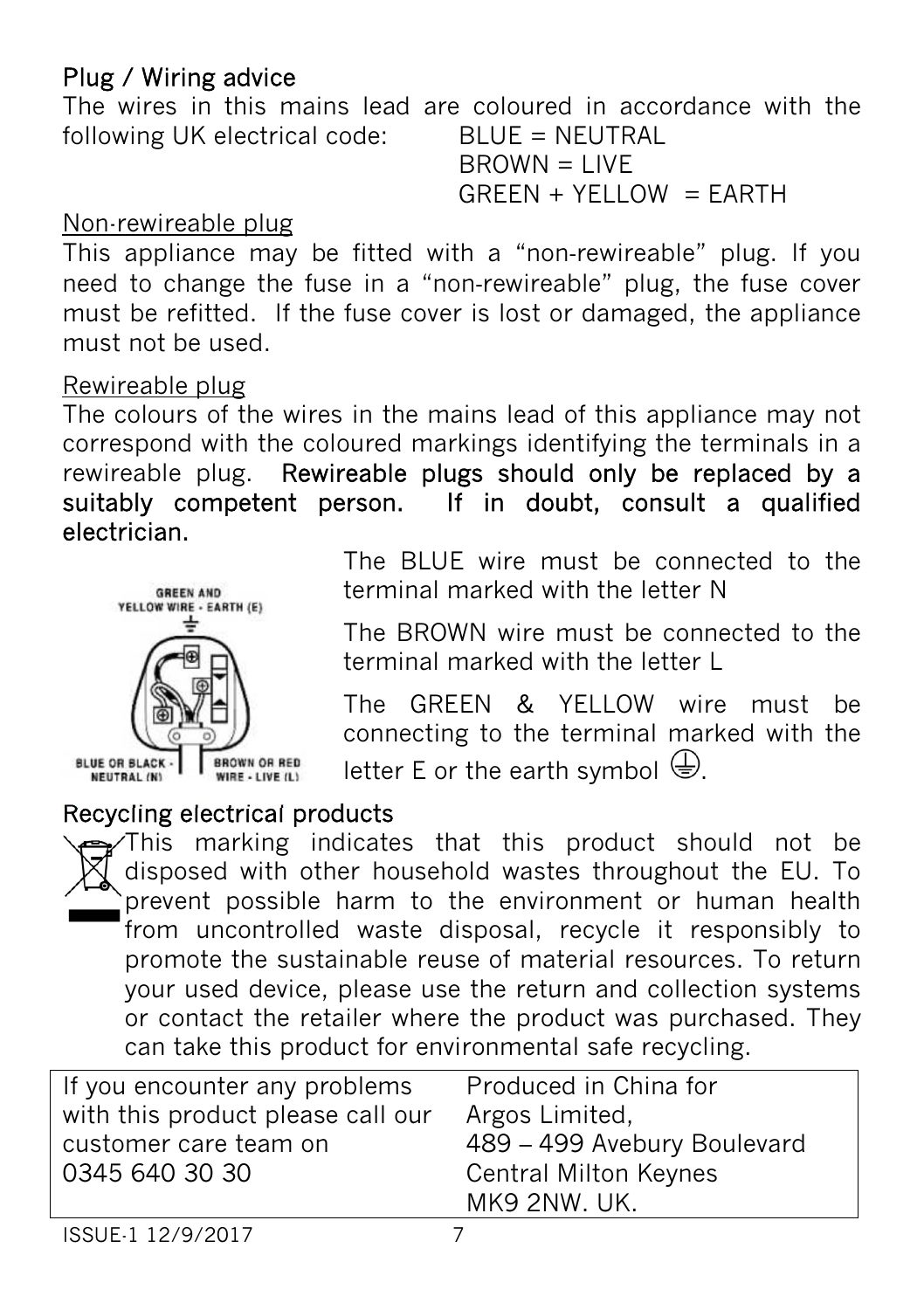## Plug / Wiring advice

The wires in this mains lead are coloured in accordance with the following UK electrical code:

BLUE = NEUTRAL
BROWN = LIVE
GREEN + YELLOW = EARTH

### Non-rewireable plug

This appliance may be fitted with a "non-rewireable" plug. If you need to change the fuse in a "non-rewireable" plug, the fuse cover must be refitted. If the fuse cover is lost or damaged, the appliance must not be used.

### Rewireable plug

The colours of the wires in the mains lead of this appliance may not correspond with the coloured markings identifying the terminals in a rewireable plug. **Rewireable plugs should only be replaced by a suitably competent person. If in doubt, consult a qualified electrician.**

GREEN AND YELLOW WIRE - EARTH (E)
BLUE OR BLACK - NEUTRAL (N)
BROWN OR RED WIRE - LIVE (L)

The BLUE wire must be connected to the terminal marked with the letter N

The BROWN wire must be connected to the terminal marked with the letter L

The GREEN & YELLOW wire must be connecting to the terminal marked with the letter E or the earth symbol ⏚.

## Recycling electrical products

This marking indicates that this product should not be disposed with other household wastes throughout the EU. To prevent possible harm to the environment or human health from uncontrolled waste disposal, recycle it responsibly to promote the sustainable reuse of material resources. To return your used device, please use the return and collection systems or contact the retailer where the product was purchased. They can take this product for environmental safe recycling.

| If you encounter any problems with this product please call our customer care team on 0345 640 30 30 | Produced in China for Argos Limited, 489 – 499 Avebury Boulevard Central Milton Keynes MK9 2NW. UK. |
|---|---|

ISSUE-1 12/9/2017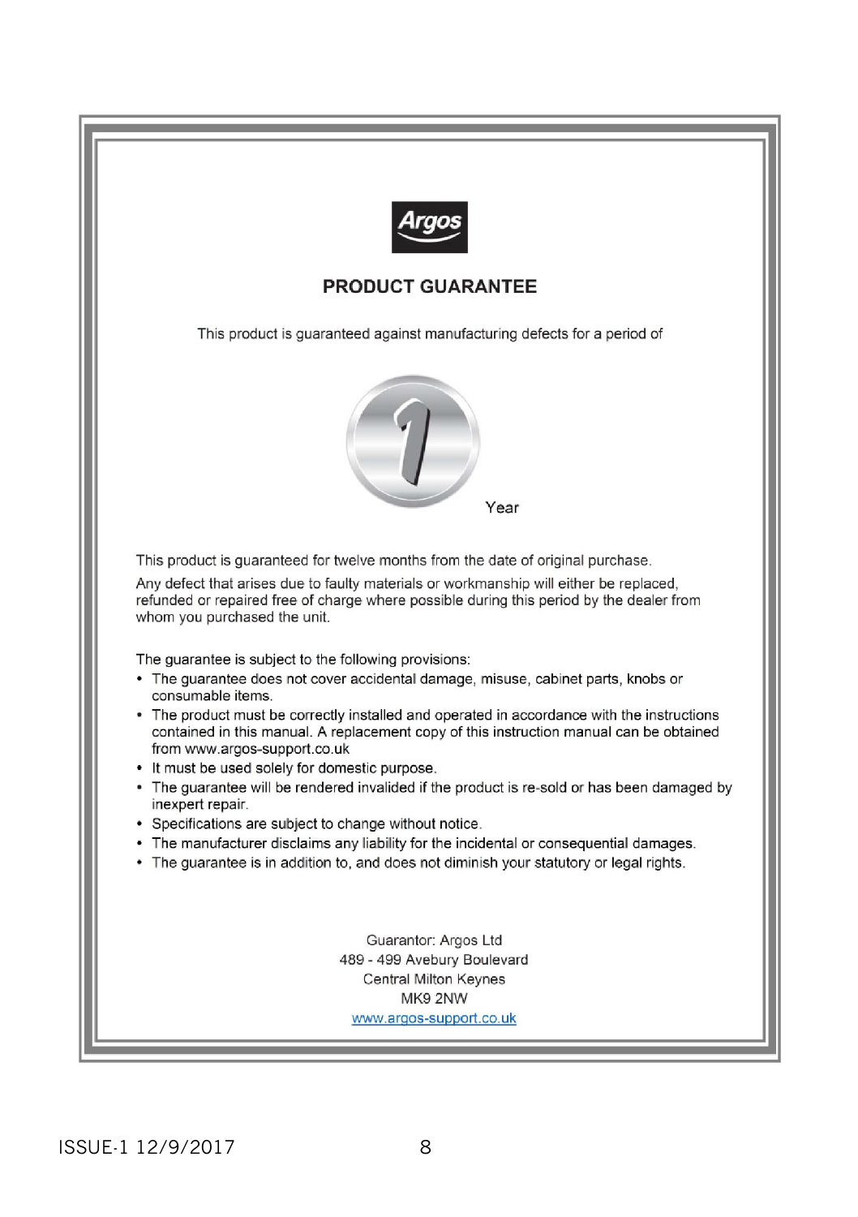Argos

## PRODUCT GUARANTEE

This product is guaranteed against manufacturing defects for a period of

1 Year

This product is guaranteed for twelve months from the date of original purchase.

Any defect that arises due to faulty materials or workmanship will either be replaced, refunded or repaired free of charge where possible during this period by the dealer from whom you purchased the unit.

The guarantee is subject to the following provisions:

- The guarantee does not cover accidental damage, misuse, cabinet parts, knobs or consumable items.
- The product must be correctly installed and operated in accordance with the instructions contained in this manual. A replacement copy of this instruction manual can be obtained from www.argos-support.co.uk
- It must be used solely for domestic purpose.
- The guarantee will be rendered invalided if the product is re-sold or has been damaged by inexpert repair.
- Specifications are subject to change without notice.
- The manufacturer disclaims any liability for the incidental or consequential damages.
- The guarantee is in addition to, and does not diminish your statutory or legal rights.

Guarantor: Argos Ltd
489 - 499 Avebury Boulevard
Central Milton Keynes
MK9 2NW
www.argos-support.co.uk

ISSUE-1 12/9/2017